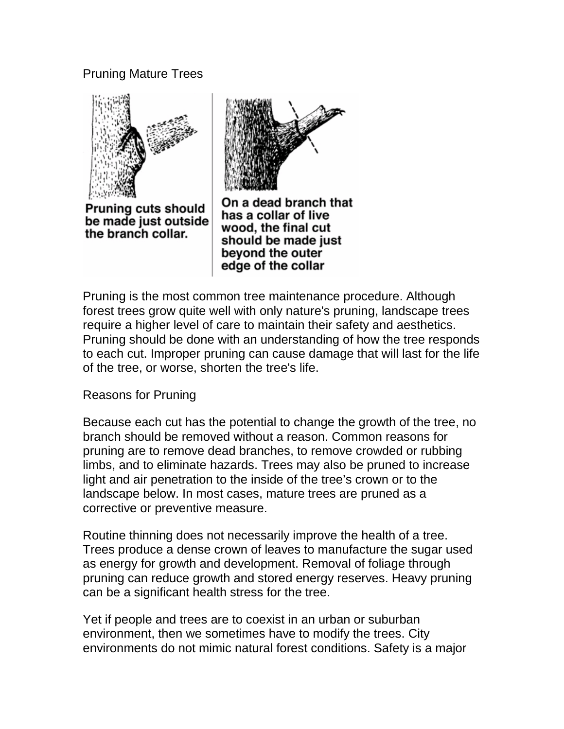# Pruning Mature Trees

Pruning cuts should be made just outside the branch collar.

On a dead branch that has a collar of live wood, the final cut should be made just beyond the outer edge of the collar

Pruning is the most common tree maintenance procedure. Although forest trees grow quite well with only nature's pruning, landscape trees require a higher level of care to maintain their safety and aesthetics. Pruning should be done with an understanding of how the tree responds to each cut. Improper pruning can cause damage that will last for the life of the tree, or worse, shorten the tree's life.

## Reasons for Pruning

Because each cut has the potential to change the growth of the tree, no branch should be removed without a reason. Common reasons for pruning are to remove dead branches, to remove crowded or rubbing limbs, and to eliminate hazards. Trees may also be pruned to increase light and air penetration to the inside of the tree's crown or to the landscape below. In most cases, mature trees are pruned as a corrective or preventive measure.

Routine thinning does not necessarily improve the health of a tree. Trees produce a dense crown of leaves to manufacture the sugar used as energy for growth and development. Removal of foliage through pruning can reduce growth and stored energy reserves. Heavy pruning can be a significant health stress for the tree.

Yet if people and trees are to coexist in an urban or suburban environment, then we sometimes have to modify the trees. City environments do not mimic natural forest conditions. Safety is a major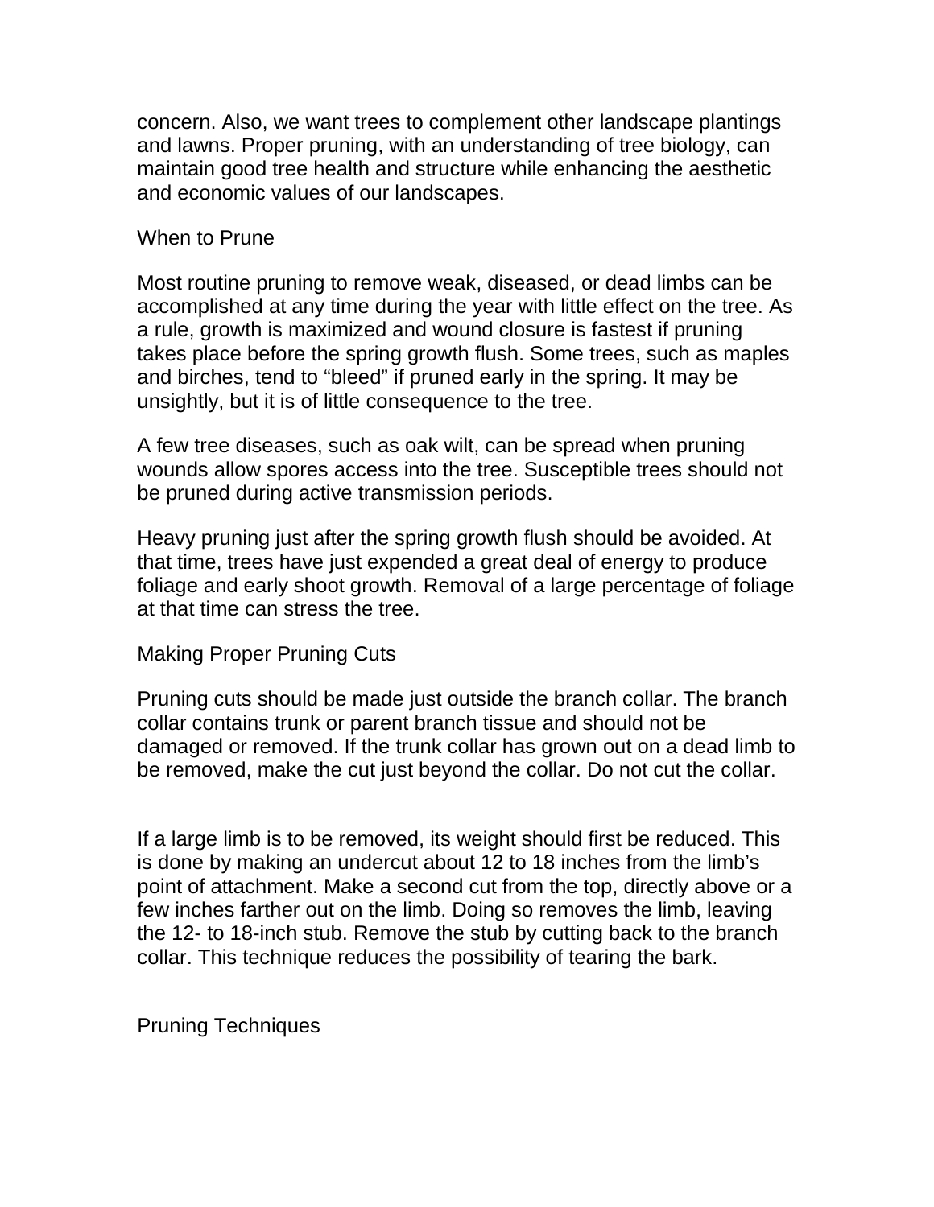concern. Also, we want trees to complement other landscape plantings and lawns. Proper pruning, with an understanding of tree biology, can maintain good tree health and structure while enhancing the aesthetic and economic values of our landscapes.

## When to Prune

Most routine pruning to remove weak, diseased, or dead limbs can be accomplished at any time during the year with little effect on the tree. As a rule, growth is maximized and wound closure is fastest if pruning takes place before the spring growth flush. Some trees, such as maples and birches, tend to “bleed” if pruned early in the spring. It may be unsightly, but it is of little consequence to the tree.

A few tree diseases, such as oak wilt, can be spread when pruning wounds allow spores access into the tree. Susceptible trees should not be pruned during active transmission periods.

Heavy pruning just after the spring growth flush should be avoided. At that time, trees have just expended a great deal of energy to produce foliage and early shoot growth. Removal of a large percentage of foliage at that time can stress the tree.

## Making Proper Pruning Cuts

Pruning cuts should be made just outside the branch collar. The branch collar contains trunk or parent branch tissue and should not be damaged or removed. If the trunk collar has grown out on a dead limb to be removed, make the cut just beyond the collar. Do not cut the collar.

If a large limb is to be removed, its weight should first be reduced. This is done by making an undercut about 12 to 18 inches from the limb’s point of attachment. Make a second cut from the top, directly above or a few inches farther out on the limb. Doing so removes the limb, leaving the 12- to 18-inch stub. Remove the stub by cutting back to the branch collar. This technique reduces the possibility of tearing the bark.

## Pruning Techniques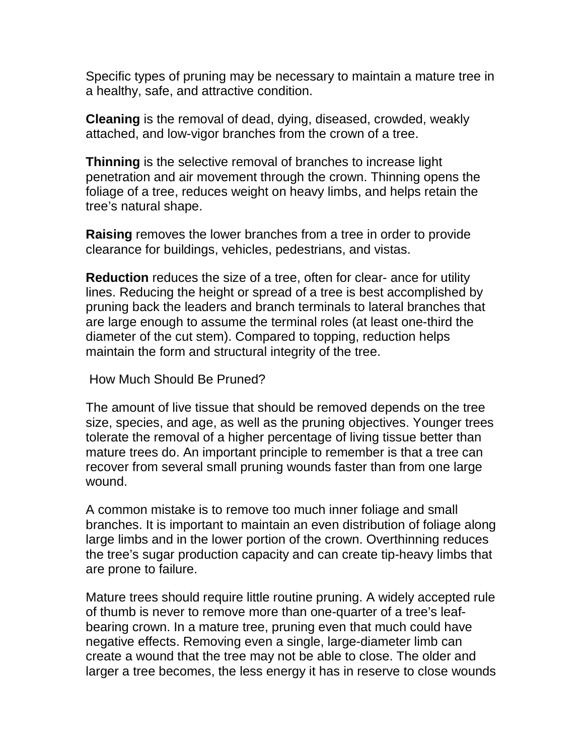Specific types of pruning may be necessary to maintain a mature tree in a healthy, safe, and attractive condition.

**Cleaning** is the removal of dead, dying, diseased, crowded, weakly attached, and low-vigor branches from the crown of a tree.

**Thinning** is the selective removal of branches to increase light penetration and air movement through the crown. Thinning opens the foliage of a tree, reduces weight on heavy limbs, and helps retain the tree's natural shape.

**Raising** removes the lower branches from a tree in order to provide clearance for buildings, vehicles, pedestrians, and vistas.

**Reduction** reduces the size of a tree, often for clear- ance for utility lines. Reducing the height or spread of a tree is best accomplished by pruning back the leaders and branch terminals to lateral branches that are large enough to assume the terminal roles (at least one-third the diameter of the cut stem). Compared to topping, reduction helps maintain the form and structural integrity of the tree.

## How Much Should Be Pruned?

The amount of live tissue that should be removed depends on the tree size, species, and age, as well as the pruning objectives. Younger trees tolerate the removal of a higher percentage of living tissue better than mature trees do. An important principle to remember is that a tree can recover from several small pruning wounds faster than from one large wound.

A common mistake is to remove too much inner foliage and small branches. It is important to maintain an even distribution of foliage along large limbs and in the lower portion of the crown. Overthinning reduces the tree's sugar production capacity and can create tip-heavy limbs that are prone to failure.

Mature trees should require little routine pruning. A widely accepted rule of thumb is never to remove more than one-quarter of a tree's leaf-bearing crown. In a mature tree, pruning even that much could have negative effects. Removing even a single, large-diameter limb can create a wound that the tree may not be able to close. The older and larger a tree becomes, the less energy it has in reserve to close wounds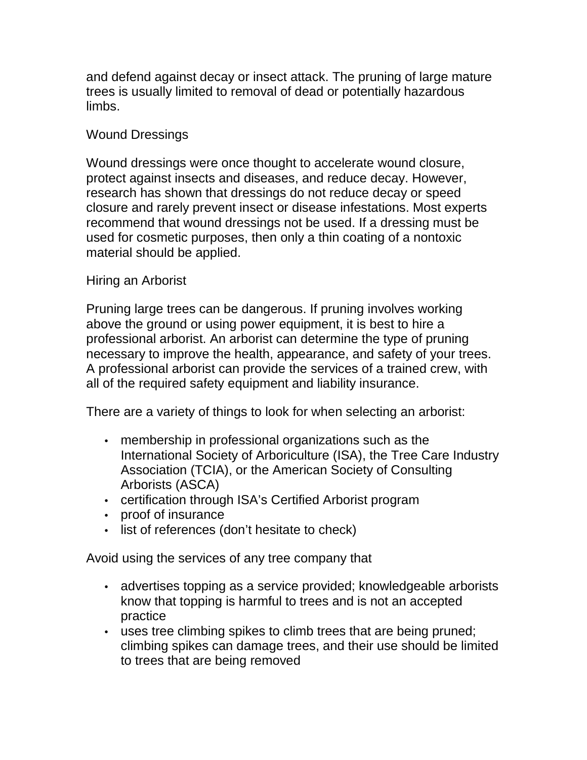and defend against decay or insect attack. The pruning of large mature trees is usually limited to removal of dead or potentially hazardous limbs.

## Wound Dressings

Wound dressings were once thought to accelerate wound closure, protect against insects and diseases, and reduce decay. However, research has shown that dressings do not reduce decay or speed closure and rarely prevent insect or disease infestations. Most experts recommend that wound dressings not be used. If a dressing must be used for cosmetic purposes, then only a thin coating of a nontoxic material should be applied.

## Hiring an Arborist

Pruning large trees can be dangerous. If pruning involves working above the ground or using power equipment, it is best to hire a professional arborist. An arborist can determine the type of pruning necessary to improve the health, appearance, and safety of your trees. A professional arborist can provide the services of a trained crew, with all of the required safety equipment and liability insurance.

There are a variety of things to look for when selecting an arborist:

- membership in professional organizations such as the International Society of Arboriculture (ISA), the Tree Care Industry Association (TCIA), or the American Society of Consulting Arborists (ASCA)
- certification through ISA's Certified Arborist program
- proof of insurance
- list of references (don't hesitate to check)

Avoid using the services of any tree company that

- advertises topping as a service provided; knowledgeable arborists know that topping is harmful to trees and is not an accepted practice
- uses tree climbing spikes to climb trees that are being pruned; climbing spikes can damage trees, and their use should be limited to trees that are being removed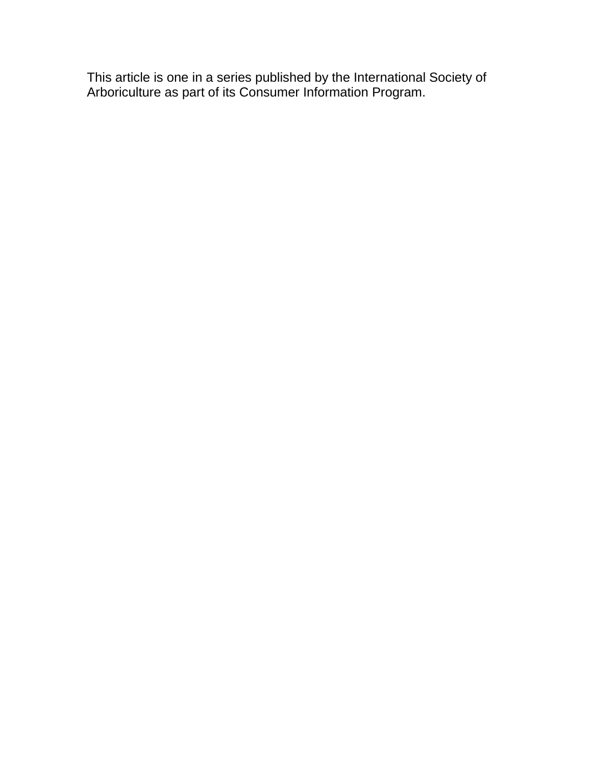This article is one in a series published by the International Society of Arboriculture as part of its Consumer Information Program.